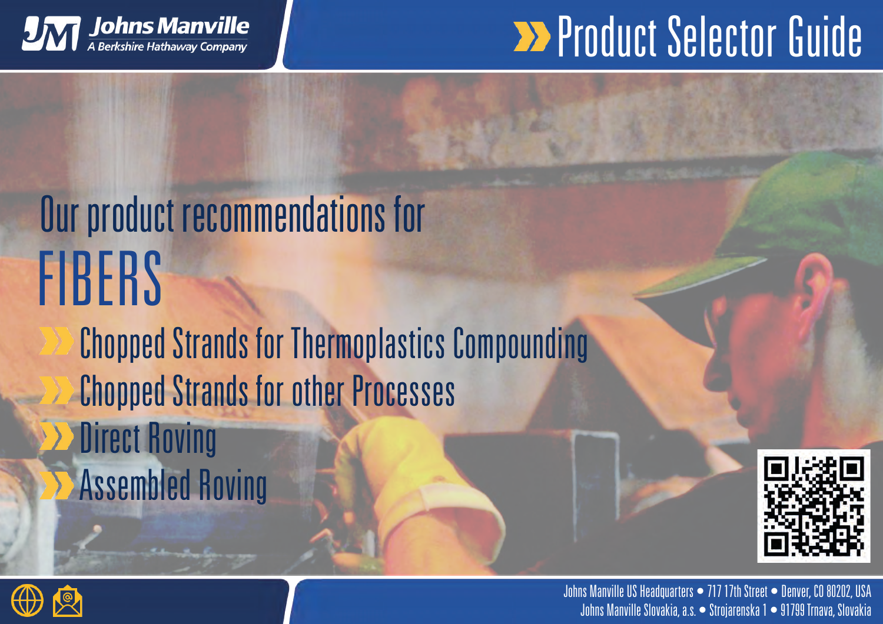Johns Manville
A Berkshire Hathaway Company

# Product Selector Guide

## Our product recommendations for FIBERS

- Chopped Strands for Thermoplastics Compounding
- Chopped Strands for other Processes
- Direct Roving
- Assembled Roving

Johns Manville US Headquarters • 717 17th Street • Denver, CO 80202, USA
Johns Manville Slovakia, a.s. • Strojarenska 1 • 91799 Trnava, Slovakia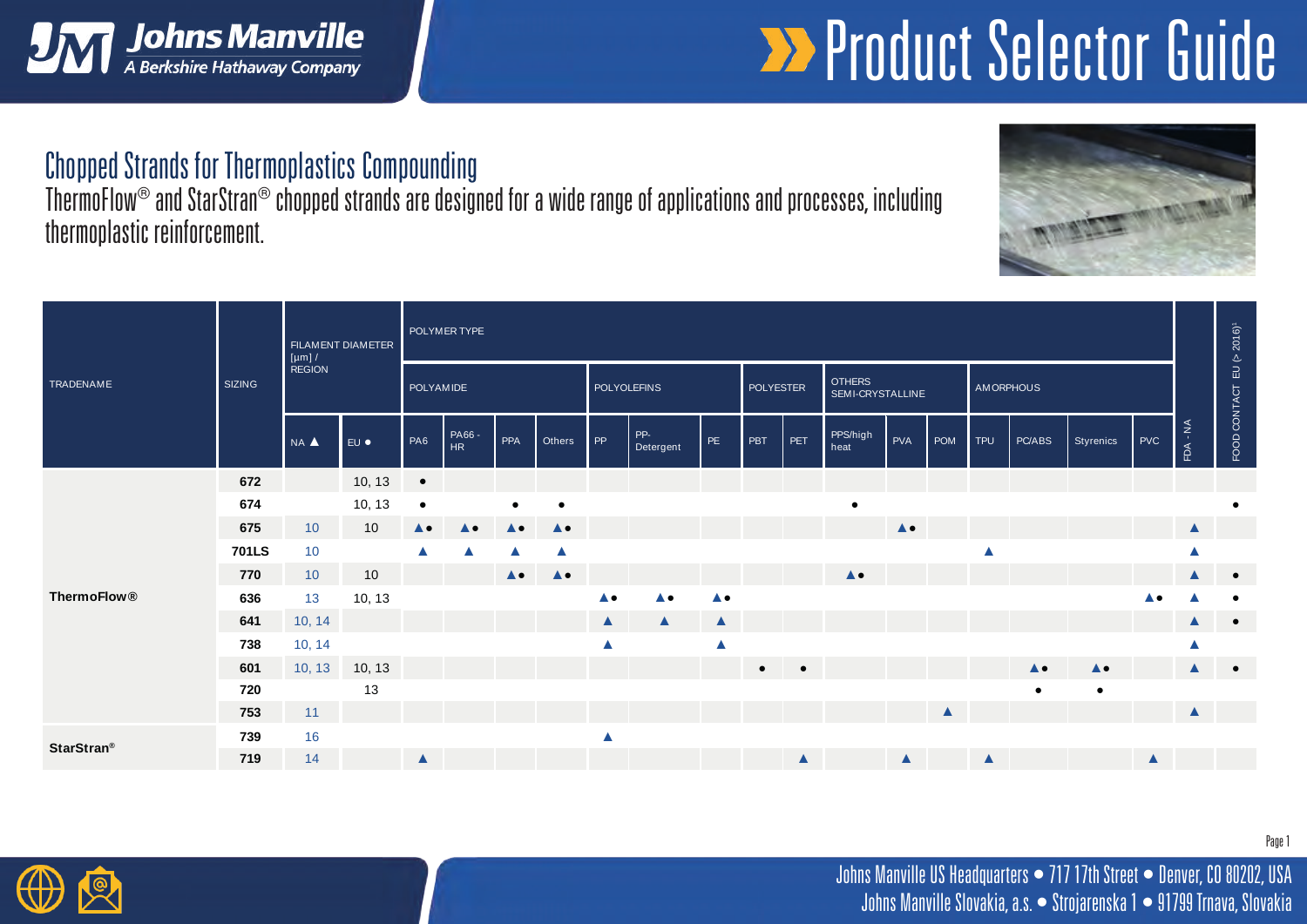## Chopped Strands for Thermoplastics Compounding

ThermoFlow® and StarStran® chopped strands are designed for a wide range of applications and processes, including thermoplastic reinforcement.

| TRADENAME | SIZING | FILAMENT DIAMETER [µm] / REGION | | POLYMER TYPE | | | | | | | | | | | | | | | | | |
|---|---|---|---|---|---|---|---|---|---|---|---|---|---|---|---|---|---|---|---|---|---|
| | | | | POLYAMIDE | | | | POLYOLEFINS | | | POLYESTER | | OTHERS SEMI-CRYSTALLINE | | | AMORPHOUS | | | | | |
| | | NA ▲ | EU ● | PA6 | PA66 - HR | PPA | Others | PP | PP-Detergent | PE | PBT | PET | PPS/high heat | PVA | POM | TPU | PC/ABS | Styrenics | PVC | FDA - NA | FOOD CONTACT EU (> 2016)[1] |
| ThermoFlow® | 672 | | 10, 13 | ● | | | | | | | | | | | | | | | | | |
| | 674 | | 10, 13 | ● | | ● | ● | | | | | | ● | | | | | | | | ● |
| | 675 | 10 | 10 | ▲● | ▲● | ▲● | ▲● | | | | | | | ▲● | | | | | | ▲ | |
| | 701LS | 10 | | ▲ | ▲ | ▲ | ▲ | | | | | | | | | ▲ | | | | ▲ | |
| | 770 | 10 | 10 | | | ▲● | ▲● | | | | | | ▲● | | | | | | | ▲ | ● |
| | 636 | 13 | 10, 13 | | | | | ▲● | ▲● | ▲● | | | | | | | | | ▲● | ▲ | ● |
| | 641 | 10, 14 | | | | | | ▲ | ▲ | ▲ | | | | | | | | | | ▲ | ● |
| | 738 | 10, 14 | | | | | | ▲ | | ▲ | | | | | | | | | | ▲ | |
| | 601 | 10, 13 | 10, 13 | | | | | | | | ● | ● | | | | | ▲● | ▲● | | ▲ | ● |
| | 720 | | 13 | | | | | | | | | | | | | | ● | ● | | | |
| | 753 | 11 | | | | | | | | | | | | | ▲ | | | | | ▲ | |
| StarStran® | 739 | 16 | | | | | | ▲ | | | | | | | | | | | | | |
| | 719 | 14 | | ▲ | | | | | | | | ▲ | | ▲ | | ▲ | | | ▲ | | |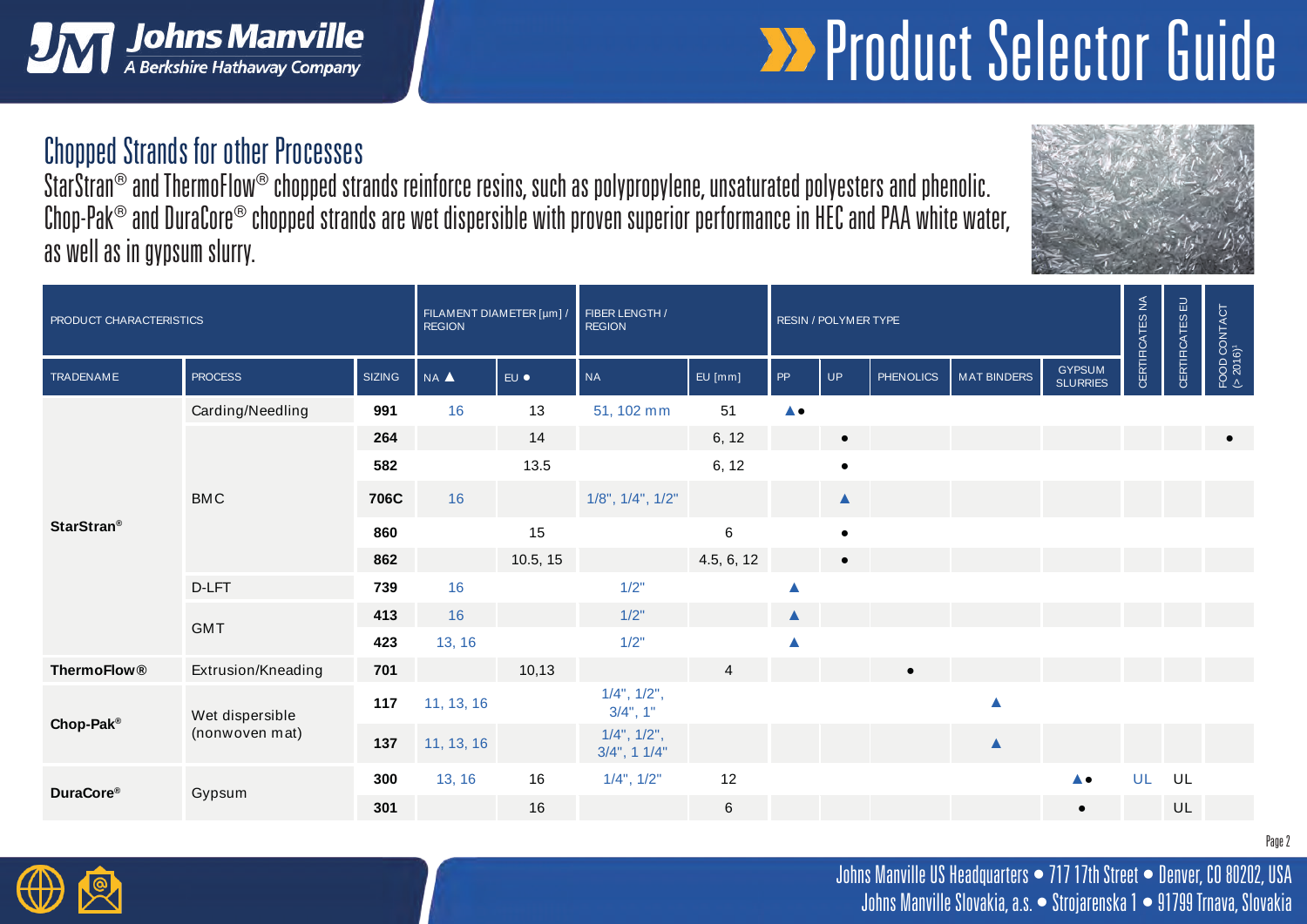## Chopped Strands for other Processes

StarStran® and ThermoFlow® chopped strands reinforce resins, such as polypropylene, unsaturated polyesters and phenolic. Chop-Pak® and DuraCore® chopped strands are wet dispersible with proven superior performance in HEC and PAA white water, as well as in gypsum slurry.

| PRODUCT CHARACTERISTICS | | | FILAMENT DIAMETER [µm] / REGION | | FIBER LENGTH / REGION | | RESIN / POLYMER TYPE | | | | | CERTIFICATES NA | CERTIFICATES EU | FOOD CONTACT (> 2016)[1] |
|---|---|---|---|---|---|---|---|---|---|---|---|---|---|---|
| TRADENAME | PROCESS | SIZING | NA ▲ | EU ● | NA | EU [mm] | PP | UP | PHENOLICS | MAT BINDERS | GYPSUM SLURRIES | | | |
| StarStran® | Carding/Needling | 991 | 16 | 13 | 51, 102 mm | 51 | ▲● | | | | | | | |
| | BMC | 264 | | 14 | | 6, 12 | | ● | | | | | | ● |
| | | 582 | | 13.5 | | 6, 12 | | ● | | | | | | |
| | | 706C | 16 | | 1/8", 1/4", 1/2" | | | ▲ | | | | | | |
| | | 860 | | 15 | | 6 | | ● | | | | | | |
| | | 862 | | 10.5, 15 | | 4.5, 6, 12 | | ● | | | | | | |
| | D-LFT | 739 | 16 | | 1/2" | | ▲ | | | | | | | |
| | GMT | 413 | 16 | | 1/2" | | ▲ | | | | | | | |
| | | 423 | 13, 16 | | 1/2" | | ▲ | | | | | | | |
| ThermoFlow® | Extrusion/Kneading | 701 | | 10,13 | | 4 | | | ● | | | | | |
| Chop-Pak® | Wet dispersible (nonwoven mat) | 117 | 11, 13, 16 | | 1/4", 1/2", 3/4", 1" | | | | | ▲ | | | | |
| | | 137 | 11, 13, 16 | | 1/4", 1/2", 3/4", 1 1/4" | | | | | ▲ | | | | |
| DuraCore® | Gypsum | 300 | 13, 16 | 16 | 1/4", 1/2" | 12 | | | | | ▲● | UL | UL | |
| | | 301 | | 16 | | 6 | | | | | ● | | UL | |

Johns Manville US Headquarters ● 717 17th Street ● Denver, CO 80202, USA
Johns Manville Slovakia, a.s. ● Strojarenska 1 ● 91799 Trnava, Slovakia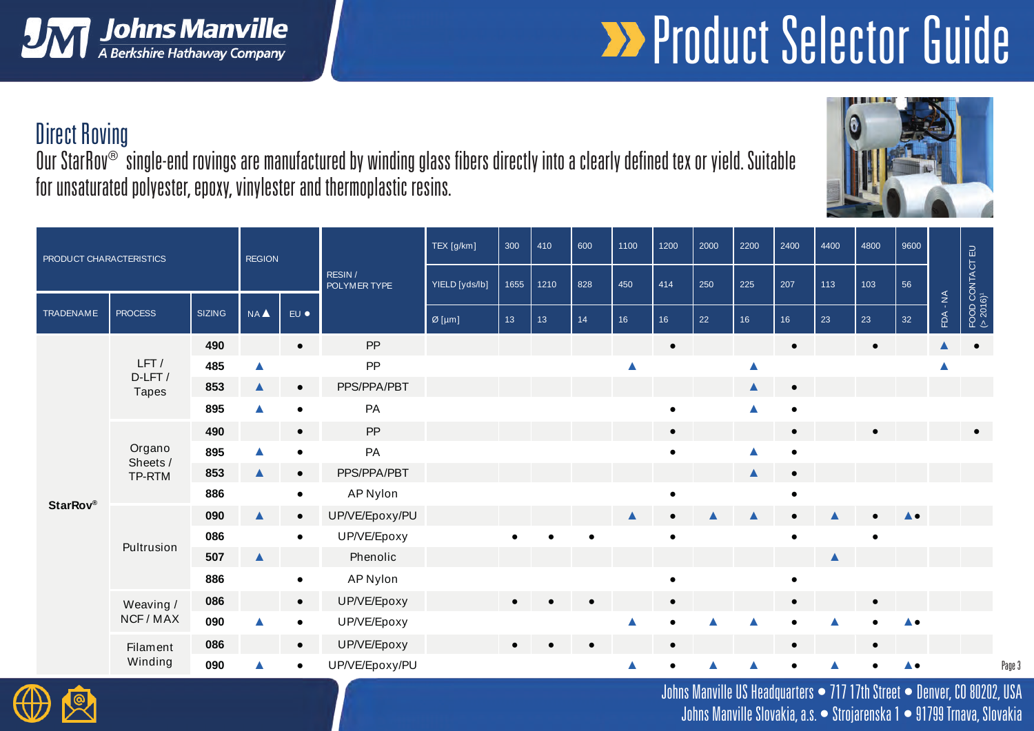# Direct Roving

Our StarRov® single-end rovings are manufactured by winding glass fibers directly into a clearly defined tex or yield. Suitable for unsaturated polyester, epoxy, vinylester and thermoplastic resins.

| PRODUCT CHARACTERISTICS | | | REGION | | RESIN / POLYMER TYPE | TEX [g/km] | 300 | 410 | 600 | 1100 | 1200 | 2000 | 2200 | 2400 | 4400 | 4800 | 9600 | FDA - NA | FOOD CONTACT EU (> 2016)[1] |
|---|---|---|---|---|---|---|---|---|---|---|---|---|---|---|---|---|---|---|---|
| | | | | | | YIELD [yds/lb] | 1655 | 1210 | 828 | 450 | 414 | 250 | 225 | 207 | 113 | 103 | 56 | | |
| TRADENAME | PROCESS | SIZING | NA ▲ | EU ● | | Ø [µm] | 13 | 13 | 14 | 16 | 16 | 22 | 16 | 16 | 23 | 23 | 32 | | |
| StarRov® | LFT / D-LFT / Tapes | 490 | | ● | PP | | | | | | ● | | | ● | | ● | | ▲ | ● |
| | | 485 | ▲ | | PP | | | | | ▲ | | | ▲ | | | | | ▲ | |
| | | 853 | ▲ | ● | PPS/PPA/PBT | | | | | | | | ▲ | ● | | | | | |
| | | 895 | ▲ | ● | PA | | | | | | ● | | ▲ | ● | | | | | |
| | Organo Sheets / TP-RTM | 490 | | ● | PP | | | | | | ● | | | ● | | ● | | | ● |
| | | 895 | ▲ | ● | PA | | | | | | ● | | ▲ | ● | | | | | |
| | | 853 | ▲ | ● | PPS/PPA/PBT | | | | | | | | ▲ | ● | | | | | |
| | | 886 | | ● | AP Nylon | | | | | | ● | | | ● | | | | | |
| | Pultrusion | 090 | ▲ | ● | UP/VE/Epoxy/PU | | | | | ▲ | ● | ▲ | ▲ | ● | ▲ | ● | ▲● | | |
| | | 086 | | ● | UP/VE/Epoxy | | ● | ● | ● | | ● | | | ● | | ● | | | |
| | | 507 | ▲ | | Phenolic | | | | | | | | | | ▲ | | | | |
| | | 886 | | ● | AP Nylon | | | | | | ● | | | ● | | | | | |
| | Weaving / NCF / MAX | 086 | | ● | UP/VE/Epoxy | | ● | ● | ● | | ● | | | ● | | ● | | | |
| | | 090 | ▲ | ● | UP/VE/Epoxy | | | | | ▲ | ● | ▲ | ▲ | ● | ▲ | ● | ▲● | | |
| | Filament Winding | 086 | | ● | UP/VE/Epoxy | | ● | ● | ● | | ● | | | ● | | ● | | | |
| | | 090 | ▲ | ● | UP/VE/Epoxy/PU | | | | | ▲ | ● | ▲ | ▲ | ● | ▲ | ● | ▲● | | |

Johns Manville US Headquarters • 717 17th Street • Denver, CO 80202, USA
Johns Manville Slovakia, a.s. • Strojarenska 1 • 91799 Trnava, Slovakia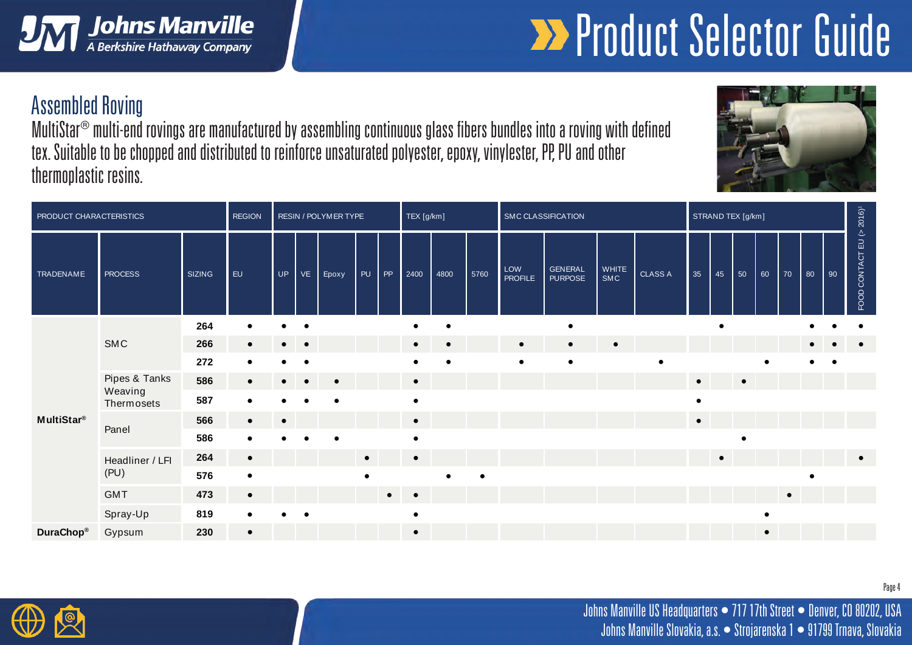## Assembled Roving

MultiStar® multi-end rovings are manufactured by assembling continuous glass fibers bundles into a roving with defined tex. Suitable to be chopped and distributed to reinforce unsaturated polyester, epoxy, vinylester, PP, PU and other thermoplastic resins.

| PRODUCT CHARACTERISTICS | | | REGION | RESIN / POLYMER TYPE | | | | | TEX [g/km] | | | SMC CLASSIFICATION | | | | STRAND TEX [g/km] | | | | | | | FOOD CONTACT EU (> 2016)[1] |
|---|---|---|---|---|---|---|---|---|---|---|---|---|---|---|---|---|---|---|---|---|---|---|---|
| TRADENAME | PROCESS | SIZING | EU | UP | VE | Epoxy | PU | PP | 2400 | 4800 | 5760 | LOW PROFILE | GENERAL PURPOSE | WHITE SMC | CLASS A | 35 | 45 | 50 | 60 | 70 | 80 | 90 | |
| MultiStar® | SMC | **264** | ● | ● | ● | | | | ● | ● | | | ● | | | | ● | | | | ● | ● | ● |
| | | **266** | ● | ● | ● | | | | ● | ● | | ● | ● | ● | | | | | | | ● | ● | ● |
| | | **272** | ● | ● | ● | | | | ● | ● | | ● | ● | | ● | | | | ● | | ● | ● | |
| | Pipes & Tanks Weaving Thermosets | **586** | ● | ● | ● | ● | | | ● | | | | | | | ● | | ● | | | | | |
| | | **587** | ● | ● | ● | ● | | | ● | | | | | | | ● | | | | | | | |
| | Panel | **566** | ● | ● | | | | | ● | | | | | | | ● | | | | | | | |
| | | **586** | ● | ● | ● | ● | | | ● | | | | | | | | | ● | | | | | |
| | Headliner / LFI (PU) | **264** | ● | | | | ● | | ● | | | | | | | | ● | | | | | | ● |
| | | **576** | ● | | | | ● | | | ● | ● | | | | | | | | | | ● | | |
| | GMT | **473** | ● | | | | | ● | ● | | | | | | | | | | | ● | | | |
| | Spray-Up | **819** | ● | ● | ● | | | | ● | | | | | | | | | | ● | | | | |
| DuraChop® | Gypsum | **230** | ● | | | | | | ● | | | | | | | | | | ● | | | | |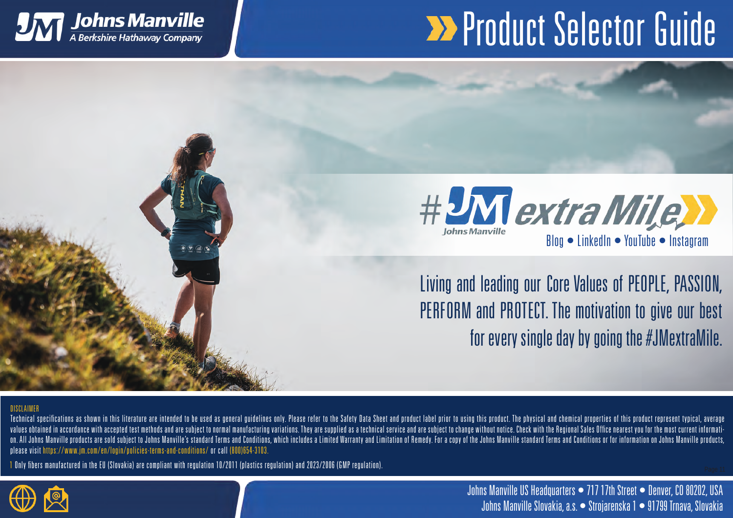Johns Manville
A Berkshire Hathaway Company

# Product Selector Guide

#JM extra Mile
Johns Manville

Blog • LinkedIn • YouTube • Instagram

Living and leading our Core Values of PEOPLE, PASSION, PERFORM and PROTECT. The motivation to give our best for every single day by going the #JMextraMile.

DISCLAIMER

Technical specifications as shown in this literature are intended to be used as general guidelines only. Please refer to the Safety Data Sheet and product label prior to using this product. The physical and chemical properties of this product represent typical, average values obtained in accordance with accepted test methods and are subject to normal manufacturing variations. They are supplied as a technical service and are subject to change without notice. Check with the Regional Sales Office nearest you for the most current information. All Johns Manville products are sold subject to Johns Manville's standard Terms and Conditions, which includes a Limited Warranty and Limitation of Remedy. For a copy of the Johns Manville standard Terms and Conditions or for information on Johns Manville products, please visit https://www.jm.com/en/login/policies-terms-and-conditions/ or call (800)654-3103.

1 Only fibers manufactured in the EU (Slovakia) are compliant with regulation 10/2011 (plastics regulation) and 2023/2006 (GMP regulation).

Johns Manville US Headquarters • 717 17th Street • Denver, CO 80202, USA
Johns Manville Slovakia, a.s. • Strojarenska 1 • 91799 Trnava, Slovakia